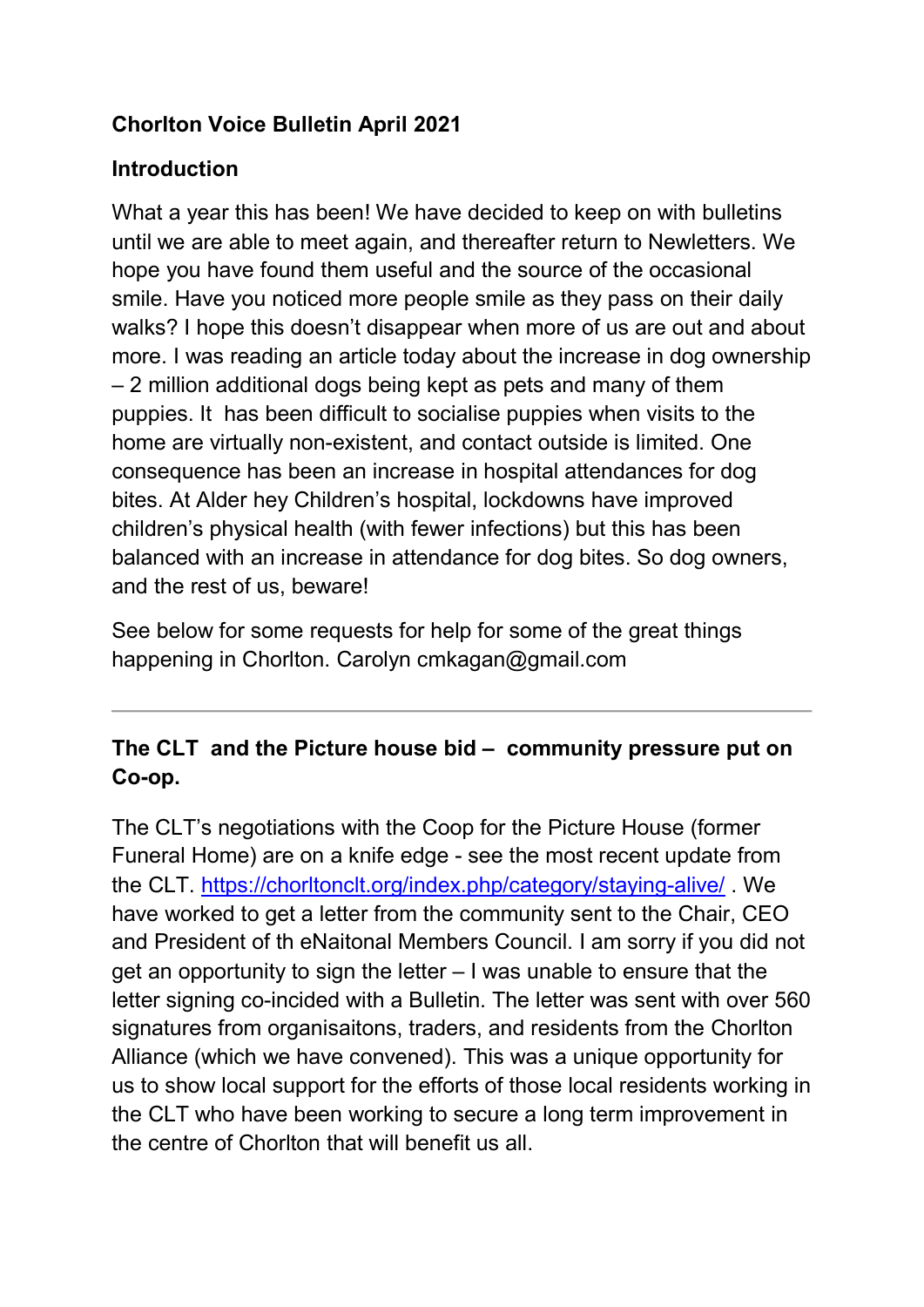**Chorlton Voice Bulletin April 2021**

**Introduction**

What a year this has been! We have decided to keep on with bulletins until we are able to meet again, and thereafter return to Newletters. We hope you have found them useful and the source of the occasional smile. Have you noticed more people smile as they pass on their daily walks? I hope this doesn't disappear when more of us are out and about more. I was reading an article today about the increase in dog ownership – 2 million additional dogs being kept as pets and many of them puppies. It has been difficult to socialise puppies when visits to the home are virtually non-existent, and contact outside is limited. One consequence has been an increase in hospital attendances for dog bites. At Alder hey Children's hospital, lockdowns have improved children's physical health (with fewer infections) but this has been balanced with an increase in attendance for dog bites. So dog owners, and the rest of us, beware!

See below for some requests for help for some of the great things happening in Chorlton. Carolyn cmkagan@gmail.com

---

**The CLT and the Picture house bid – community pressure put on Co-op.**

The CLT's negotiations with the Coop for the Picture House (former Funeral Home) are on a knife edge - see the most recent update from the CLT. https://chorltonclt.org/index.php/category/staying-alive/ . We have worked to get a letter from the community sent to the Chair, CEO and President of th eNaitonal Members Council. I am sorry if you did not get an opportunity to sign the letter – I was unable to ensure that the letter signing co-incided with a Bulletin. The letter was sent with over 560 signatures from organisaitons, traders, and residents from the Chorlton Alliance (which we have convened). This was a unique opportunity for us to show local support for the efforts of those local residents working in the CLT who have been working to secure a long term improvement in the centre of Chorlton that will benefit us all.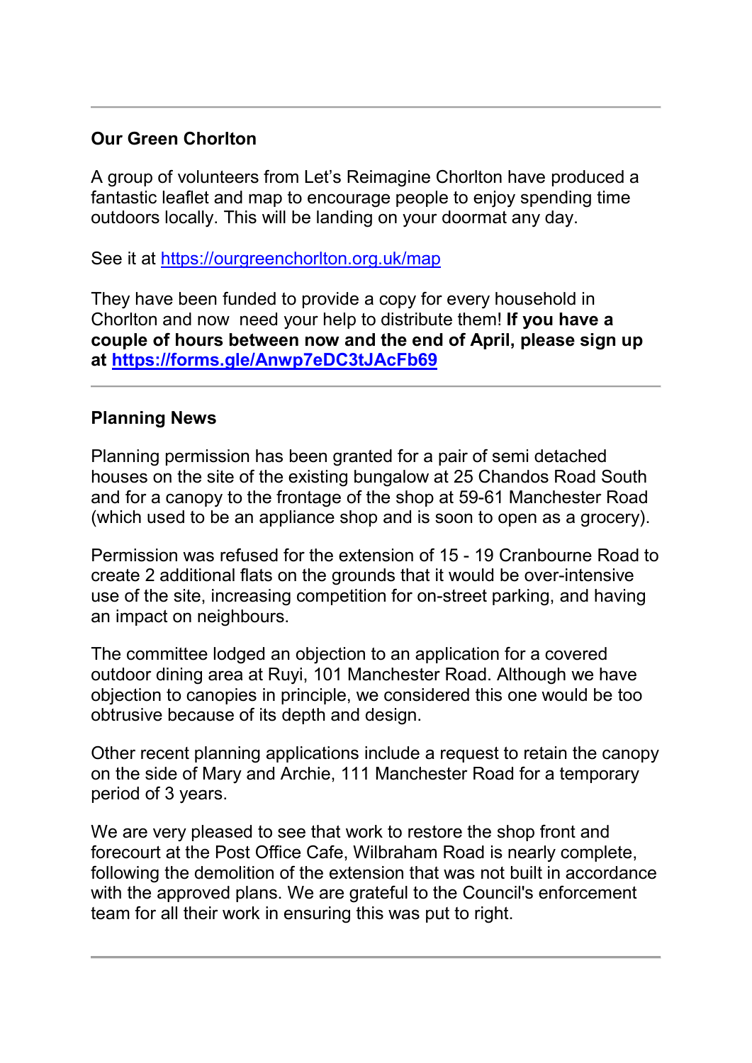---

**Our Green Chorlton**

A group of volunteers from Let's Reimagine Chorlton have produced a fantastic leaflet and map to encourage people to enjoy spending time outdoors locally. This will be landing on your doormat any day.

See it at https://ourgreenchorlton.org.uk/map

They have been funded to provide a copy for every household in Chorlton and now need your help to distribute them! **If you have a couple of hours between now and the end of April, please sign up at https://forms.gle/Anwp7eDC3tJAcFb69**

---

**Planning News**

Planning permission has been granted for a pair of semi detached houses on the site of the existing bungalow at 25 Chandos Road South and for a canopy to the frontage of the shop at 59-61 Manchester Road (which used to be an appliance shop and is soon to open as a grocery).

Permission was refused for the extension of 15 - 19 Cranbourne Road to create 2 additional flats on the grounds that it would be over-intensive use of the site, increasing competition for on-street parking, and having an impact on neighbours.

The committee lodged an objection to an application for a covered outdoor dining area at Ruyi, 101 Manchester Road. Although we have objection to canopies in principle, we considered this one would be too obtrusive because of its depth and design.

Other recent planning applications include a request to retain the canopy on the side of Mary and Archie, 111 Manchester Road for a temporary period of 3 years.

We are very pleased to see that work to restore the shop front and forecourt at the Post Office Cafe, Wilbraham Road is nearly complete, following the demolition of the extension that was not built in accordance with the approved plans. We are grateful to the Council's enforcement team for all their work in ensuring this was put to right.

---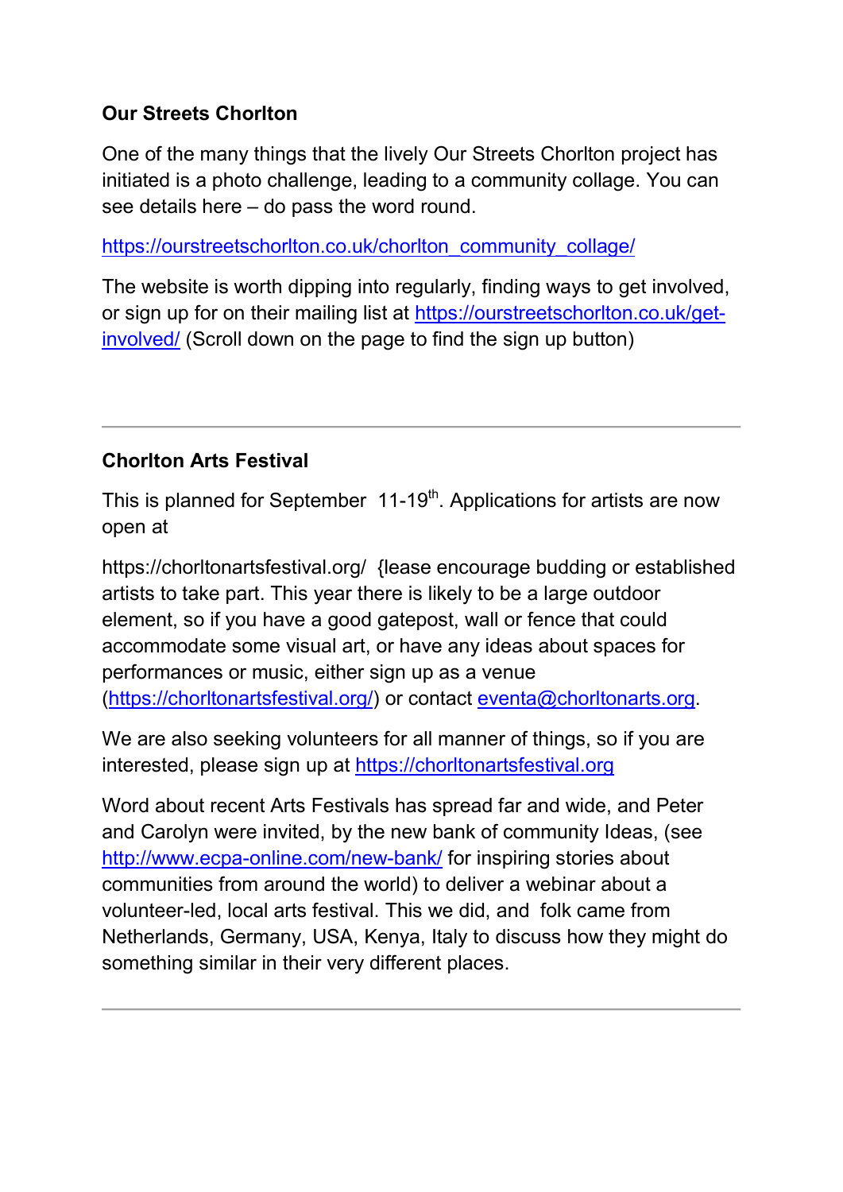**Our Streets Chorlton**

One of the many things that the lively Our Streets Chorlton project has initiated is a photo challenge, leading to a community collage. You can see details here – do pass the word round.

https://ourstreetschorlton.co.uk/chorlton_community_collage/

The website is worth dipping into regularly, finding ways to get involved, or sign up for on their mailing list at https://ourstreetschorlton.co.uk/get-involved/ (Scroll down on the page to find the sign up button)

---

**Chorlton Arts Festival**

This is planned for September 11-19th. Applications for artists are now open at

https://chorltonartsfestival.org/ {lease encourage budding or established artists to take part. This year there is likely to be a large outdoor element, so if you have a good gatepost, wall or fence that could accommodate some visual art, or have any ideas about spaces for performances or music, either sign up as a venue (https://chorltonartsfestival.org/) or contact eventa@chorltonarts.org.

We are also seeking volunteers for all manner of things, so if you are interested, please sign up at https://chorltonartsfestival.org

Word about recent Arts Festivals has spread far and wide, and Peter and Carolyn were invited, by the new bank of community Ideas, (see http://www.ecpa-online.com/new-bank/ for inspiring stories about communities from around the world) to deliver a webinar about a volunteer-led, local arts festival. This we did, and folk came from Netherlands, Germany, USA, Kenya, Italy to discuss how they might do something similar in their very different places.

---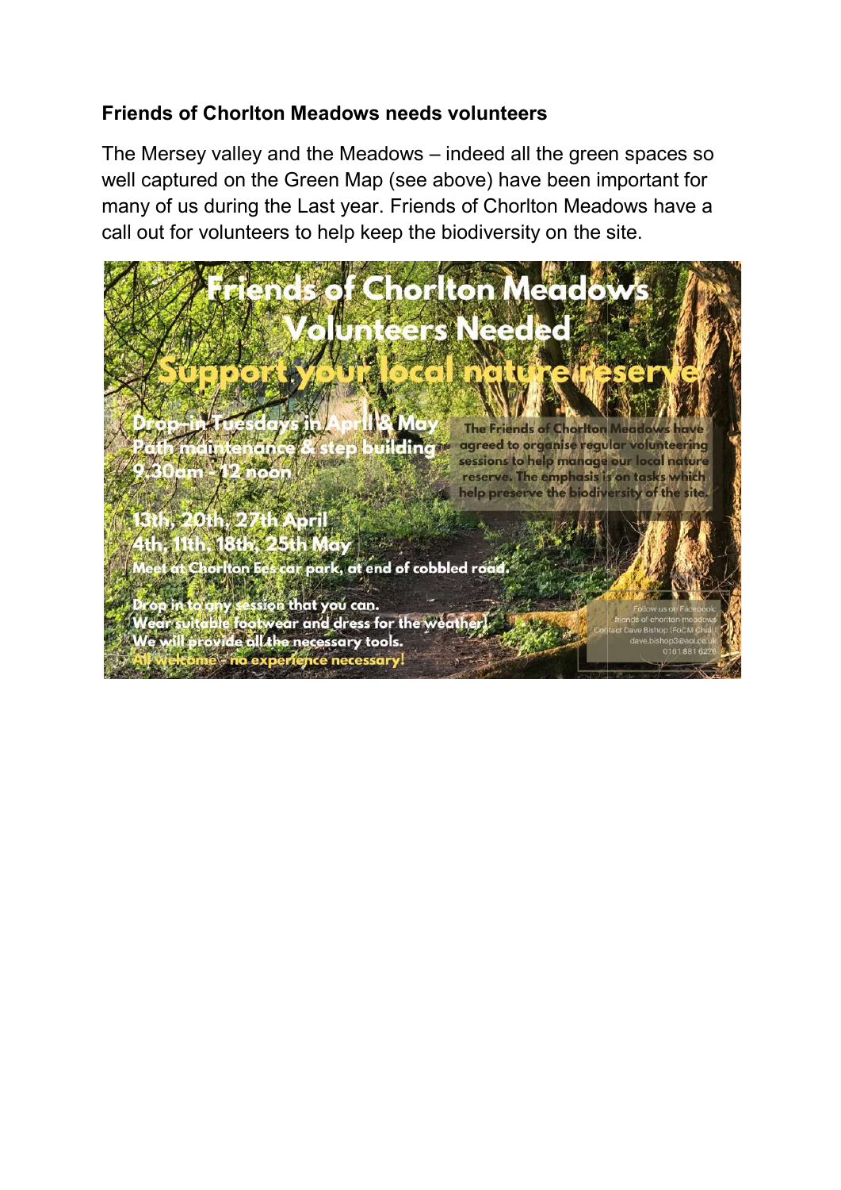**Friends of Chorlton Meadows needs volunteers**

The Mersey valley and the Meadows – indeed all the green spaces so well captured on the Green Map (see above) have been important for many of us during the Last year. Friends of Chorlton Meadows have a call out for volunteers to help keep the biodiversity on the site.

# Friends of Chorlton Meadows Volunteers Needed

## Support your local nature reserve

**Drop-in Tuesdays in April & May**
**Path maintenance & step building**
**9.30am - 12 noon**

The Friends of Chorlton Meadows have agreed to organise regular volunteering sessions to help manage our local nature reserve. The emphasis is on tasks which help preserve the biodiversity of the site.

**13th, 20th, 27th April**
**4th, 11th, 18th, 25th May**

Meet at Chorlton Ees car park, at end of cobbled road.

Drop in to any session that you can.
Wear suitable footwear and dress for the weather.
We will provide all the necessary tools.
**All welcome - no experience necessary!**

Follow us on Facebook:
friends-of-chorlton-meadows
Contact Dave Bishop (FoCM Chair)
dave.bishop3@aol.co.uk
0161 881 6226